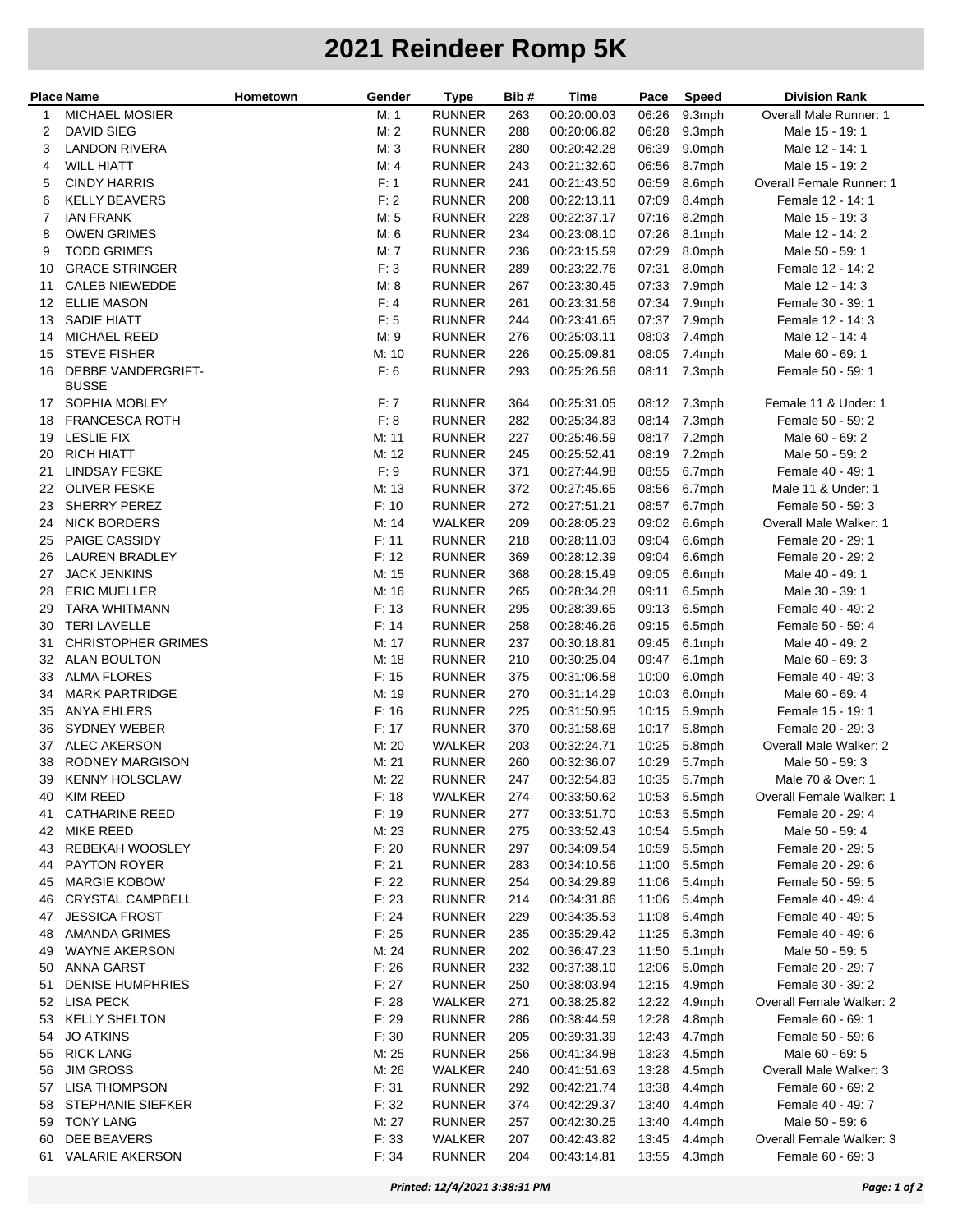# 2021 Reindeer Romp 5K

| Place | Name | Hometown | Gender | Type | Bib # | Time | Pace | Speed | Division Rank |
|---|---|---|---|---|---|---|---|---|---|
| 1 | MICHAEL MOSIER | | M: 1 | RUNNER | 263 | 00:20:00.03 | 06:26 | 9.3mph | Overall Male Runner: 1 |
| 2 | DAVID SIEG | | M: 2 | RUNNER | 288 | 00:20:06.82 | 06:28 | 9.3mph | Male 15 - 19: 1 |
| 3 | LANDON RIVERA | | M: 3 | RUNNER | 280 | 00:20:42.28 | 06:39 | 9.0mph | Male 12 - 14: 1 |
| 4 | WILL HIATT | | M: 4 | RUNNER | 243 | 00:21:32.60 | 06:56 | 8.7mph | Male 15 - 19: 2 |
| 5 | CINDY HARRIS | | F: 1 | RUNNER | 241 | 00:21:43.50 | 06:59 | 8.6mph | Overall Female Runner: 1 |
| 6 | KELLY BEAVERS | | F: 2 | RUNNER | 208 | 00:22:13.11 | 07:09 | 8.4mph | Female 12 - 14: 1 |
| 7 | IAN FRANK | | M: 5 | RUNNER | 228 | 00:22:37.17 | 07:16 | 8.2mph | Male 15 - 19: 3 |
| 8 | OWEN GRIMES | | M: 6 | RUNNER | 234 | 00:23:08.10 | 07:26 | 8.1mph | Male 12 - 14: 2 |
| 9 | TODD GRIMES | | M: 7 | RUNNER | 236 | 00:23:15.59 | 07:29 | 8.0mph | Male 50 - 59: 1 |
| 10 | GRACE STRINGER | | F: 3 | RUNNER | 289 | 00:23:22.76 | 07:31 | 8.0mph | Female 12 - 14: 2 |
| 11 | CALEB NIEWEDDE | | M: 8 | RUNNER | 267 | 00:23:30.45 | 07:33 | 7.9mph | Male 12 - 14: 3 |
| 12 | ELLIE MASON | | F: 4 | RUNNER | 261 | 00:23:31.56 | 07:34 | 7.9mph | Female 30 - 39: 1 |
| 13 | SADIE HIATT | | F: 5 | RUNNER | 244 | 00:23:41.65 | 07:37 | 7.9mph | Female 12 - 14: 3 |
| 14 | MICHAEL REED | | M: 9 | RUNNER | 276 | 00:25:03.11 | 08:03 | 7.4mph | Male 12 - 14: 4 |
| 15 | STEVE FISHER | | M: 10 | RUNNER | 226 | 00:25:09.81 | 08:05 | 7.4mph | Male 60 - 69: 1 |
| 16 | DEBBE VANDERGRIFT-BUSSE | | F: 6 | RUNNER | 293 | 00:25:26.56 | 08:11 | 7.3mph | Female 50 - 59: 1 |
| 17 | SOPHIA MOBLEY | | F: 7 | RUNNER | 364 | 00:25:31.05 | 08:12 | 7.3mph | Female 11 & Under: 1 |
| 18 | FRANCESCA ROTH | | F: 8 | RUNNER | 282 | 00:25:34.83 | 08:14 | 7.3mph | Female 50 - 59: 2 |
| 19 | LESLIE FIX | | M: 11 | RUNNER | 227 | 00:25:46.59 | 08:17 | 7.2mph | Male 60 - 69: 2 |
| 20 | RICH HIATT | | M: 12 | RUNNER | 245 | 00:25:52.41 | 08:19 | 7.2mph | Male 50 - 59: 2 |
| 21 | LINDSAY FESKE | | F: 9 | RUNNER | 371 | 00:27:44.98 | 08:55 | 6.7mph | Female 40 - 49: 1 |
| 22 | OLIVER FESKE | | M: 13 | RUNNER | 372 | 00:27:45.65 | 08:56 | 6.7mph | Male 11 & Under: 1 |
| 23 | SHERRY PEREZ | | F: 10 | RUNNER | 272 | 00:27:51.21 | 08:57 | 6.7mph | Female 50 - 59: 3 |
| 24 | NICK BORDERS | | M: 14 | WALKER | 209 | 00:28:05.23 | 09:02 | 6.6mph | Overall Male Walker: 1 |
| 25 | PAIGE CASSIDY | | F: 11 | RUNNER | 218 | 00:28:11.03 | 09:04 | 6.6mph | Female 20 - 29: 1 |
| 26 | LAUREN BRADLEY | | F: 12 | RUNNER | 369 | 00:28:12.39 | 09:04 | 6.6mph | Female 20 - 29: 2 |
| 27 | JACK JENKINS | | M: 15 | RUNNER | 368 | 00:28:15.49 | 09:05 | 6.6mph | Male 40 - 49: 1 |
| 28 | ERIC MUELLER | | M: 16 | RUNNER | 265 | 00:28:34.28 | 09:11 | 6.5mph | Male 30 - 39: 1 |
| 29 | TARA WHITMANN | | F: 13 | RUNNER | 295 | 00:28:39.65 | 09:13 | 6.5mph | Female 40 - 49: 2 |
| 30 | TERI LAVELLE | | F: 14 | RUNNER | 258 | 00:28:46.26 | 09:15 | 6.5mph | Female 50 - 59: 4 |
| 31 | CHRISTOPHER GRIMES | | M: 17 | RUNNER | 237 | 00:30:18.81 | 09:45 | 6.1mph | Male 40 - 49: 2 |
| 32 | ALAN BOULTON | | M: 18 | RUNNER | 210 | 00:30:25.04 | 09:47 | 6.1mph | Male 60 - 69: 3 |
| 33 | ALMA FLORES | | F: 15 | RUNNER | 375 | 00:31:06.58 | 10:00 | 6.0mph | Female 40 - 49: 3 |
| 34 | MARK PARTRIDGE | | M: 19 | RUNNER | 270 | 00:31:14.29 | 10:03 | 6.0mph | Male 60 - 69: 4 |
| 35 | ANYA EHLERS | | F: 16 | RUNNER | 225 | 00:31:50.95 | 10:15 | 5.9mph | Female 15 - 19: 1 |
| 36 | SYDNEY WEBER | | F: 17 | RUNNER | 370 | 00:31:58.68 | 10:17 | 5.8mph | Female 20 - 29: 3 |
| 37 | ALEC AKERSON | | M: 20 | WALKER | 203 | 00:32:24.71 | 10:25 | 5.8mph | Overall Male Walker: 2 |
| 38 | RODNEY MARGISON | | M: 21 | RUNNER | 260 | 00:32:36.07 | 10:29 | 5.7mph | Male 50 - 59: 3 |
| 39 | KENNY HOLSCLAW | | M: 22 | RUNNER | 247 | 00:32:54.83 | 10:35 | 5.7mph | Male 70 & Over: 1 |
| 40 | KIM REED | | F: 18 | WALKER | 274 | 00:33:50.62 | 10:53 | 5.5mph | Overall Female Walker: 1 |
| 41 | CATHARINE REED | | F: 19 | RUNNER | 277 | 00:33:51.70 | 10:53 | 5.5mph | Female 20 - 29: 4 |
| 42 | MIKE REED | | M: 23 | RUNNER | 275 | 00:33:52.43 | 10:54 | 5.5mph | Male 50 - 59: 4 |
| 43 | REBEKAH WOOSLEY | | F: 20 | RUNNER | 297 | 00:34:09.54 | 10:59 | 5.5mph | Female 20 - 29: 5 |
| 44 | PAYTON ROYER | | F: 21 | RUNNER | 283 | 00:34:10.56 | 11:00 | 5.5mph | Female 20 - 29: 6 |
| 45 | MARGIE KOBOW | | F: 22 | RUNNER | 254 | 00:34:29.89 | 11:06 | 5.4mph | Female 50 - 59: 5 |
| 46 | CRYSTAL CAMPBELL | | F: 23 | RUNNER | 214 | 00:34:31.86 | 11:06 | 5.4mph | Female 40 - 49: 4 |
| 47 | JESSICA FROST | | F: 24 | RUNNER | 229 | 00:34:35.53 | 11:08 | 5.4mph | Female 40 - 49: 5 |
| 48 | AMANDA GRIMES | | F: 25 | RUNNER | 235 | 00:35:29.42 | 11:25 | 5.3mph | Female 40 - 49: 6 |
| 49 | WAYNE AKERSON | | M: 24 | RUNNER | 202 | 00:36:47.23 | 11:50 | 5.1mph | Male 50 - 59: 5 |
| 50 | ANNA GARST | | F: 26 | RUNNER | 232 | 00:37:38.10 | 12:06 | 5.0mph | Female 20 - 29: 7 |
| 51 | DENISE HUMPHRIES | | F: 27 | RUNNER | 250 | 00:38:03.94 | 12:15 | 4.9mph | Female 30 - 39: 2 |
| 52 | LISA PECK | | F: 28 | WALKER | 271 | 00:38:25.82 | 12:22 | 4.9mph | Overall Female Walker: 2 |
| 53 | KELLY SHELTON | | F: 29 | RUNNER | 286 | 00:38:44.59 | 12:28 | 4.8mph | Female 60 - 69: 1 |
| 54 | JO ATKINS | | F: 30 | RUNNER | 205 | 00:39:31.39 | 12:43 | 4.7mph | Female 50 - 59: 6 |
| 55 | RICK LANG | | M: 25 | RUNNER | 256 | 00:41:34.98 | 13:23 | 4.5mph | Male 60 - 69: 5 |
| 56 | JIM GROSS | | M: 26 | WALKER | 240 | 00:41:51.63 | 13:28 | 4.5mph | Overall Male Walker: 3 |
| 57 | LISA THOMPSON | | F: 31 | RUNNER | 292 | 00:42:21.74 | 13:38 | 4.4mph | Female 60 - 69: 2 |
| 58 | STEPHANIE SIEFKER | | F: 32 | RUNNER | 374 | 00:42:29.37 | 13:40 | 4.4mph | Female 40 - 49: 7 |
| 59 | TONY LANG | | M: 27 | RUNNER | 257 | 00:42:30.25 | 13:40 | 4.4mph | Male 50 - 59: 6 |
| 60 | DEE BEAVERS | | F: 33 | WALKER | 207 | 00:42:43.82 | 13:45 | 4.4mph | Overall Female Walker: 3 |
| 61 | VALARIE AKERSON | | F: 34 | RUNNER | 204 | 00:43:14.81 | 13:55 | 4.3mph | Female 60 - 69: 3 |

*Printed: 12/4/2021 3:38:31 PM*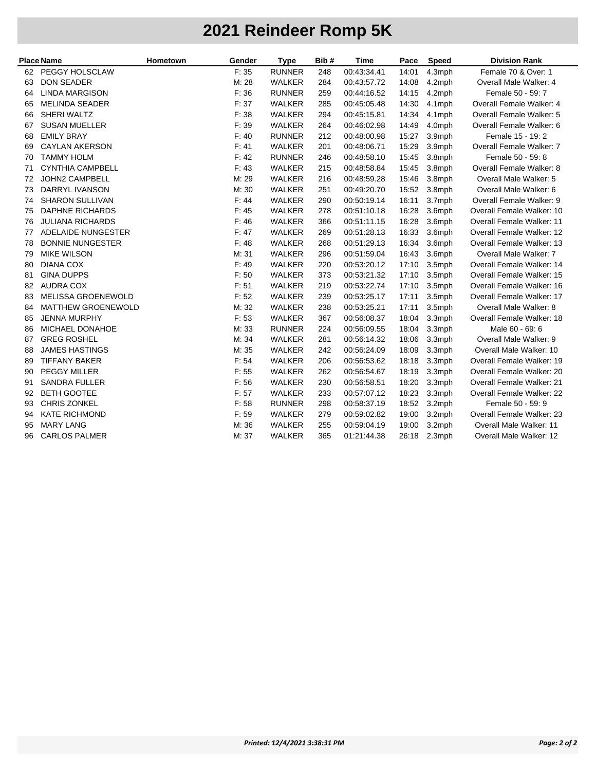# 2021 Reindeer Romp 5K

| Place | Name | Hometown | Gender | Type | Bib # | Time | Pace | Speed | Division Rank |
|---|---|---|---|---|---|---|---|---|---|
| 62 | PEGGY HOLSCLAW | | F: 35 | RUNNER | 248 | 00:43:34.41 | 14:01 | 4.3mph | Female 70 & Over: 1 |
| 63 | DON SEADER | | M: 28 | WALKER | 284 | 00:43:57.72 | 14:08 | 4.2mph | Overall Male Walker: 4 |
| 64 | LINDA MARGISON | | F: 36 | RUNNER | 259 | 00:44:16.52 | 14:15 | 4.2mph | Female 50 - 59: 7 |
| 65 | MELINDA SEADER | | F: 37 | WALKER | 285 | 00:45:05.48 | 14:30 | 4.1mph | Overall Female Walker: 4 |
| 66 | SHERI WALTZ | | F: 38 | WALKER | 294 | 00:45:15.81 | 14:34 | 4.1mph | Overall Female Walker: 5 |
| 67 | SUSAN MUELLER | | F: 39 | WALKER | 264 | 00:46:02.98 | 14:49 | 4.0mph | Overall Female Walker: 6 |
| 68 | EMILY BRAY | | F: 40 | RUNNER | 212 | 00:48:00.98 | 15:27 | 3.9mph | Female 15 - 19: 2 |
| 69 | CAYLAN AKERSON | | F: 41 | WALKER | 201 | 00:48:06.71 | 15:29 | 3.9mph | Overall Female Walker: 7 |
| 70 | TAMMY HOLM | | F: 42 | RUNNER | 246 | 00:48:58.10 | 15:45 | 3.8mph | Female 50 - 59: 8 |
| 71 | CYNTHIA CAMPBELL | | F: 43 | WALKER | 215 | 00:48:58.84 | 15:45 | 3.8mph | Overall Female Walker: 8 |
| 72 | JOHN2 CAMPBELL | | M: 29 | WALKER | 216 | 00:48:59.28 | 15:46 | 3.8mph | Overall Male Walker: 5 |
| 73 | DARRYL IVANSON | | M: 30 | WALKER | 251 | 00:49:20.70 | 15:52 | 3.8mph | Overall Male Walker: 6 |
| 74 | SHARON SULLIVAN | | F: 44 | WALKER | 290 | 00:50:19.14 | 16:11 | 3.7mph | Overall Female Walker: 9 |
| 75 | DAPHNE RICHARDS | | F: 45 | WALKER | 278 | 00:51:10.18 | 16:28 | 3.6mph | Overall Female Walker: 10 |
| 76 | JULIANA RICHARDS | | F: 46 | WALKER | 366 | 00:51:11.15 | 16:28 | 3.6mph | Overall Female Walker: 11 |
| 77 | ADELAIDE NUNGESTER | | F: 47 | WALKER | 269 | 00:51:28.13 | 16:33 | 3.6mph | Overall Female Walker: 12 |
| 78 | BONNIE NUNGESTER | | F: 48 | WALKER | 268 | 00:51:29.13 | 16:34 | 3.6mph | Overall Female Walker: 13 |
| 79 | MIKE WILSON | | M: 31 | WALKER | 296 | 00:51:59.04 | 16:43 | 3.6mph | Overall Male Walker: 7 |
| 80 | DIANA COX | | F: 49 | WALKER | 220 | 00:53:20.12 | 17:10 | 3.5mph | Overall Female Walker: 14 |
| 81 | GINA DUPPS | | F: 50 | WALKER | 373 | 00:53:21.32 | 17:10 | 3.5mph | Overall Female Walker: 15 |
| 82 | AUDRA COX | | F: 51 | WALKER | 219 | 00:53:22.74 | 17:10 | 3.5mph | Overall Female Walker: 16 |
| 83 | MELISSA GROENEWOLD | | F: 52 | WALKER | 239 | 00:53:25.17 | 17:11 | 3.5mph | Overall Female Walker: 17 |
| 84 | MATTHEW GROENEWOLD | | M: 32 | WALKER | 238 | 00:53:25.21 | 17:11 | 3.5mph | Overall Male Walker: 8 |
| 85 | JENNA MURPHY | | F: 53 | WALKER | 367 | 00:56:08.37 | 18:04 | 3.3mph | Overall Female Walker: 18 |
| 86 | MICHAEL DONAHOE | | M: 33 | RUNNER | 224 | 00:56:09.55 | 18:04 | 3.3mph | Male 60 - 69: 6 |
| 87 | GREG ROSHEL | | M: 34 | WALKER | 281 | 00:56:14.32 | 18:06 | 3.3mph | Overall Male Walker: 9 |
| 88 | JAMES HASTINGS | | M: 35 | WALKER | 242 | 00:56:24.09 | 18:09 | 3.3mph | Overall Male Walker: 10 |
| 89 | TIFFANY BAKER | | F: 54 | WALKER | 206 | 00:56:53.62 | 18:18 | 3.3mph | Overall Female Walker: 19 |
| 90 | PEGGY MILLER | | F: 55 | WALKER | 262 | 00:56:54.67 | 18:19 | 3.3mph | Overall Female Walker: 20 |
| 91 | SANDRA FULLER | | F: 56 | WALKER | 230 | 00:56:58.51 | 18:20 | 3.3mph | Overall Female Walker: 21 |
| 92 | BETH GOOTEE | | F: 57 | WALKER | 233 | 00:57:07.12 | 18:23 | 3.3mph | Overall Female Walker: 22 |
| 93 | CHRIS ZONKEL | | F: 58 | RUNNER | 298 | 00:58:37.19 | 18:52 | 3.2mph | Female 50 - 59: 9 |
| 94 | KATE RICHMOND | | F: 59 | WALKER | 279 | 00:59:02.82 | 19:00 | 3.2mph | Overall Female Walker: 23 |
| 95 | MARY LANG | | M: 36 | WALKER | 255 | 00:59:04.19 | 19:00 | 3.2mph | Overall Male Walker: 11 |
| 96 | CARLOS PALMER | | M: 37 | WALKER | 365 | 01:21:44.38 | 26:18 | 2.3mph | Overall Male Walker: 12 |

*Printed: 12/4/2021 3:38:31 PM*